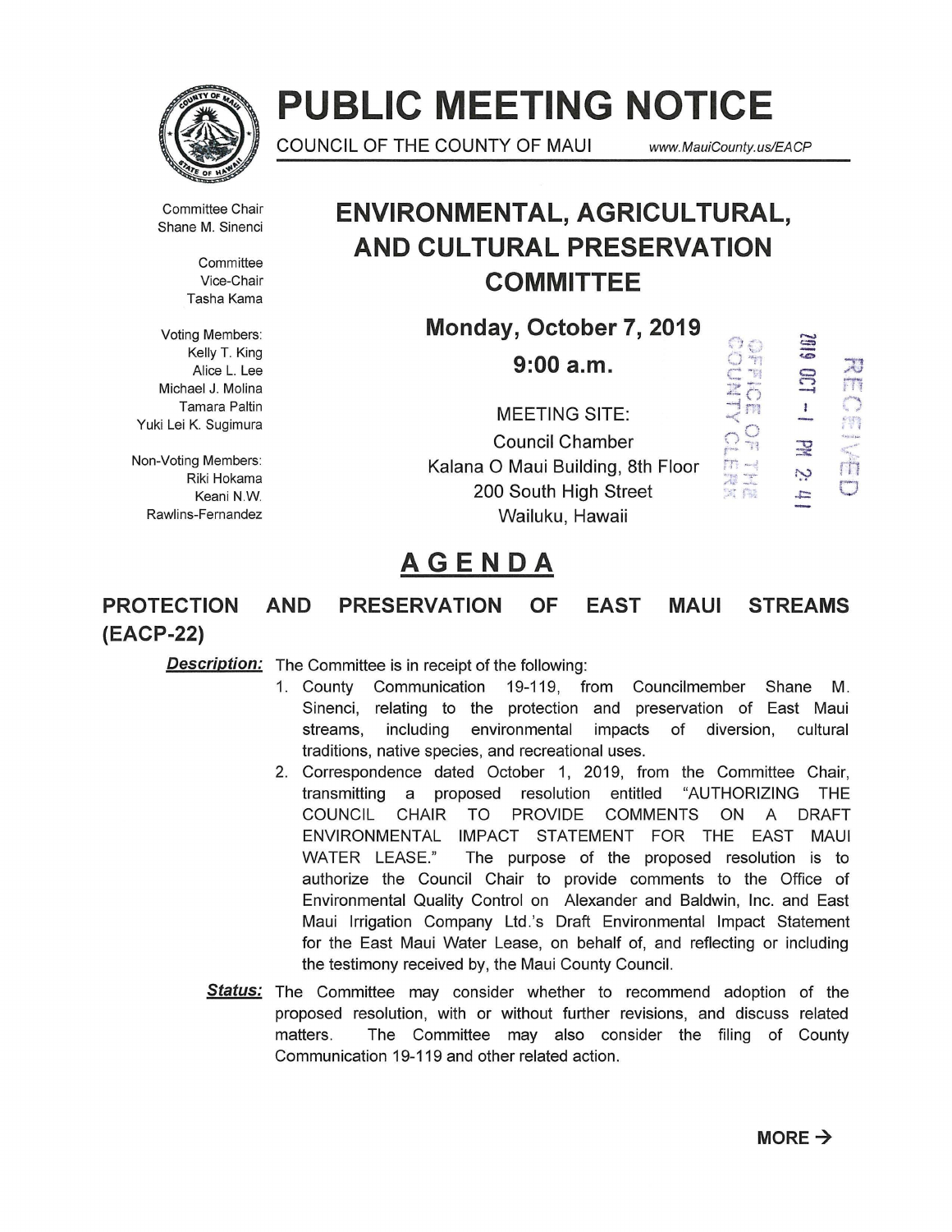# PUBLIC MEETING NOTICE

COUNCIL OF THE COUNTY OF MAUI www.MauiCounty.us/EACP

Committee Chair
Shane M. Sinenci

Committee
Vice-Chair
Tasha Kama

Voting Members:
Kelly T. King
Alice L. Lee
Michael J. Molina
Tamara Paltin
Yuki Lei K. Sugimura

Non-Voting Members:
Riki Hokama
Keani N.W.
Rawlins-Fernandez

## ENVIRONMENTAL, AGRICULTURAL, AND CULTURAL PRESERVATION COMMITTEE

**Monday, October 7, 2019**

**9:00 a.m.**

MEETING SITE:
Council Chamber
Kalana O Maui Building, 8th Floor
200 South High Street
Wailuku, Hawaii

RECEIVED
2019 OCT -1 PM 2:41
OFFICE OF THE COUNTY CLERK

## AGENDA

### PROTECTION AND PRESERVATION OF EAST MAUI STREAMS (EACP-22)

***Description:*** The Committee is in receipt of the following:

1. County Communication 19-119, from Councilmember Shane M. Sinenci, relating to the protection and preservation of East Maui streams, including environmental impacts of diversion, cultural traditions, native species, and recreational uses.
2. Correspondence dated October 1, 2019, from the Committee Chair, transmitting a proposed resolution entitled "AUTHORIZING THE COUNCIL CHAIR TO PROVIDE COMMENTS ON A DRAFT ENVIRONMENTAL IMPACT STATEMENT FOR THE EAST MAUI WATER LEASE." The purpose of the proposed resolution is to authorize the Council Chair to provide comments to the Office of Environmental Quality Control on Alexander and Baldwin, Inc. and East Maui Irrigation Company Ltd.'s Draft Environmental Impact Statement for the East Maui Water Lease, on behalf of, and reflecting or including the testimony received by, the Maui County Council.

***Status:*** The Committee may consider whether to recommend adoption of the proposed resolution, with or without further revisions, and discuss related matters. The Committee may also consider the filing of County Communication 19-119 and other related action.

**MORE →**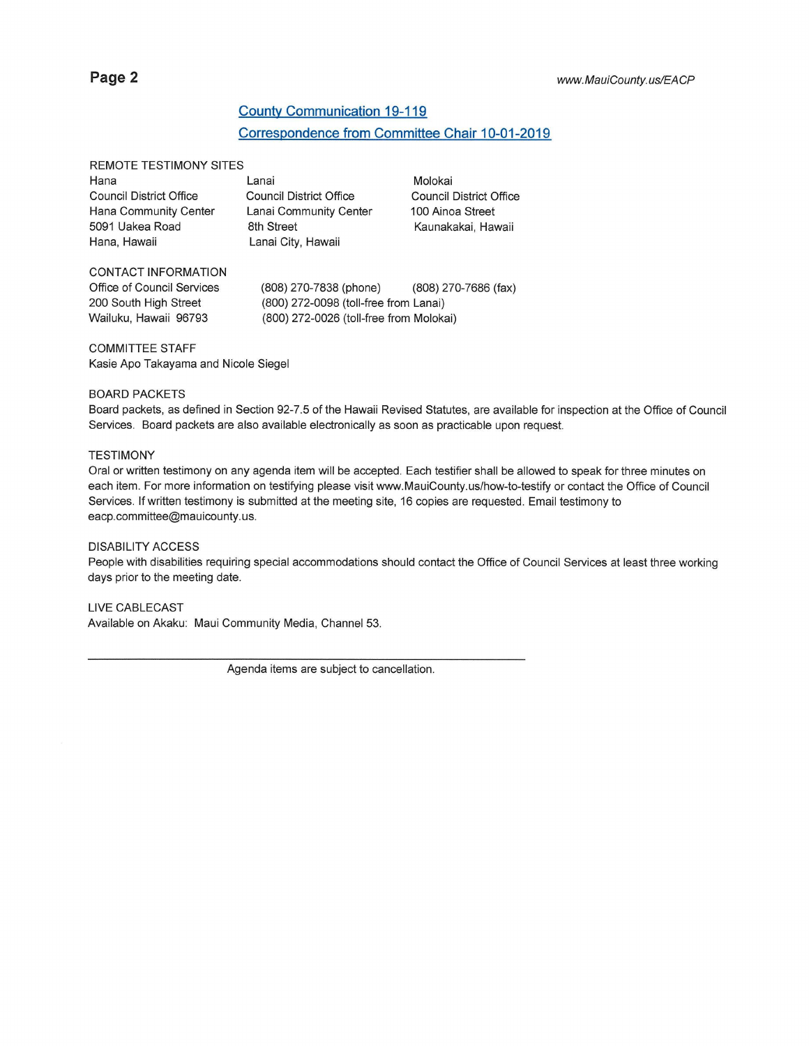[County Communication 19-119](#)

[Correspondence from Committee Chair 10-01-2019](#)

REMOTE TESTIMONY SITES

| | | |
|---|---|---|
| Hana | Lanai | Molokai |
| Council District Office | Council District Office | Council District Office |
| Hana Community Center | Lanai Community Center | 100 Ainoa Street |
| 5091 Uakea Road | 8th Street | Kaunakakai, Hawaii |
| Hana, Hawaii | Lanai City, Hawaii | |

CONTACT INFORMATION

| | | |
|---|---|---|
| Office of Council Services | (808) 270-7838 (phone) | (808) 270-7686 (fax) |
| 200 South High Street | (800) 272-0098 (toll-free from Lanai) | |
| Wailuku, Hawaii 96793 | (800) 272-0026 (toll-free from Molokai) | |

COMMITTEE STAFF
Kasie Apo Takayama and Nicole Siegel

BOARD PACKETS
Board packets, as defined in Section 92-7.5 of the Hawaii Revised Statutes, are available for inspection at the Office of Council Services. Board packets are also available electronically as soon as practicable upon request.

TESTIMONY
Oral or written testimony on any agenda item will be accepted. Each testifier shall be allowed to speak for three minutes on each item. For more information on testifying please visit www.MauiCounty.us/how-to-testify or contact the Office of Council Services. If written testimony is submitted at the meeting site, 16 copies are requested. Email testimony to eacp.committee@mauicounty.us.

DISABILITY ACCESS
People with disabilities requiring special accommodations should contact the Office of Council Services at least three working days prior to the meeting date.

LIVE CABLECAST
Available on Akaku: Maui Community Media, Channel 53.

---

Agenda items are subject to cancellation.